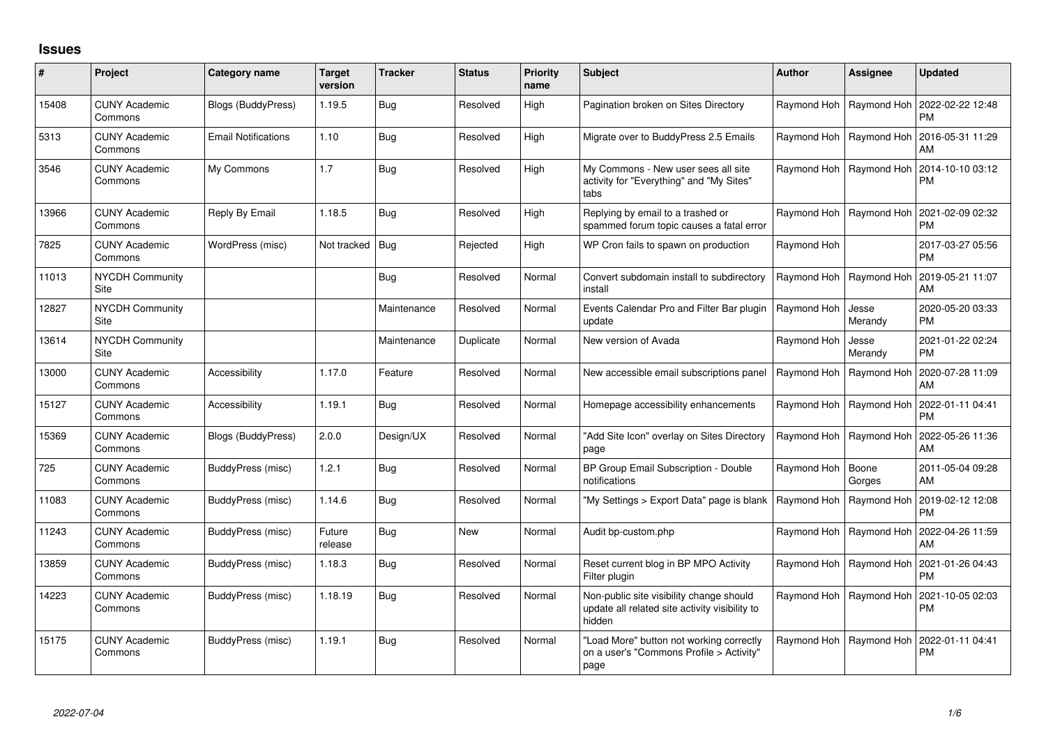## Issues

| # | Project | Category name | Target version | Tracker | Status | Priority name | Subject | Author | Assignee | Updated |
|---|---|---|---|---|---|---|---|---|---|---|
| 15408 | CUNY Academic Commons | Blogs (BuddyPress) | 1.19.5 | Bug | Resolved | High | Pagination broken on Sites Directory | Raymond Hoh | Raymond Hoh | 2022-02-22 12:48 PM |
| 5313 | CUNY Academic Commons | Email Notifications | 1.10 | Bug | Resolved | High | Migrate over to BuddyPress 2.5 Emails | Raymond Hoh | Raymond Hoh | 2016-05-31 11:29 AM |
| 3546 | CUNY Academic Commons | My Commons | 1.7 | Bug | Resolved | High | My Commons - New user sees all site activity for "Everything" and "My Sites" tabs | Raymond Hoh | Raymond Hoh | 2014-10-10 03:12 PM |
| 13966 | CUNY Academic Commons | Reply By Email | 1.18.5 | Bug | Resolved | High | Replying by email to a trashed or spammed forum topic causes a fatal error | Raymond Hoh | Raymond Hoh | 2021-02-09 02:32 PM |
| 7825 | CUNY Academic Commons | WordPress (misc) | Not tracked | Bug | Rejected | High | WP Cron fails to spawn on production | Raymond Hoh | | 2017-03-27 05:56 PM |
| 11013 | NYCDH Community Site | | | Bug | Resolved | Normal | Convert subdomain install to subdirectory install | Raymond Hoh | Raymond Hoh | 2019-05-21 11:07 AM |
| 12827 | NYCDH Community Site | | | Maintenance | Resolved | Normal | Events Calendar Pro and Filter Bar plugin update | Raymond Hoh | Jesse Merandy | 2020-05-20 03:33 PM |
| 13614 | NYCDH Community Site | | | Maintenance | Duplicate | Normal | New version of Avada | Raymond Hoh | Jesse Merandy | 2021-01-22 02:24 PM |
| 13000 | CUNY Academic Commons | Accessibility | 1.17.0 | Feature | Resolved | Normal | New accessible email subscriptions panel | Raymond Hoh | Raymond Hoh | 2020-07-28 11:09 AM |
| 15127 | CUNY Academic Commons | Accessibility | 1.19.1 | Bug | Resolved | Normal | Homepage accessibility enhancements | Raymond Hoh | Raymond Hoh | 2022-01-11 04:41 PM |
| 15369 | CUNY Academic Commons | Blogs (BuddyPress) | 2.0.0 | Design/UX | Resolved | Normal | "Add Site Icon" overlay on Sites Directory page | Raymond Hoh | Raymond Hoh | 2022-05-26 11:36 AM |
| 725 | CUNY Academic Commons | BuddyPress (misc) | 1.2.1 | Bug | Resolved | Normal | BP Group Email Subscription - Double notifications | Raymond Hoh | Boone Gorges | 2011-05-04 09:28 AM |
| 11083 | CUNY Academic Commons | BuddyPress (misc) | 1.14.6 | Bug | Resolved | Normal | "My Settings > Export Data" page is blank | Raymond Hoh | Raymond Hoh | 2019-02-12 12:08 PM |
| 11243 | CUNY Academic Commons | BuddyPress (misc) | Future release | Bug | New | Normal | Audit bp-custom.php | Raymond Hoh | Raymond Hoh | 2022-04-26 11:59 AM |
| 13859 | CUNY Academic Commons | BuddyPress (misc) | 1.18.3 | Bug | Resolved | Normal | Reset current blog in BP MPO Activity Filter plugin | Raymond Hoh | Raymond Hoh | 2021-01-26 04:43 PM |
| 14223 | CUNY Academic Commons | BuddyPress (misc) | 1.18.19 | Bug | Resolved | Normal | Non-public site visibility change should update all related site activity visibility to hidden | Raymond Hoh | Raymond Hoh | 2021-10-05 02:03 PM |
| 15175 | CUNY Academic Commons | BuddyPress (misc) | 1.19.1 | Bug | Resolved | Normal | "Load More" button not working correctly on a user's "Commons Profile > Activity" page | Raymond Hoh | Raymond Hoh | 2022-01-11 04:41 PM |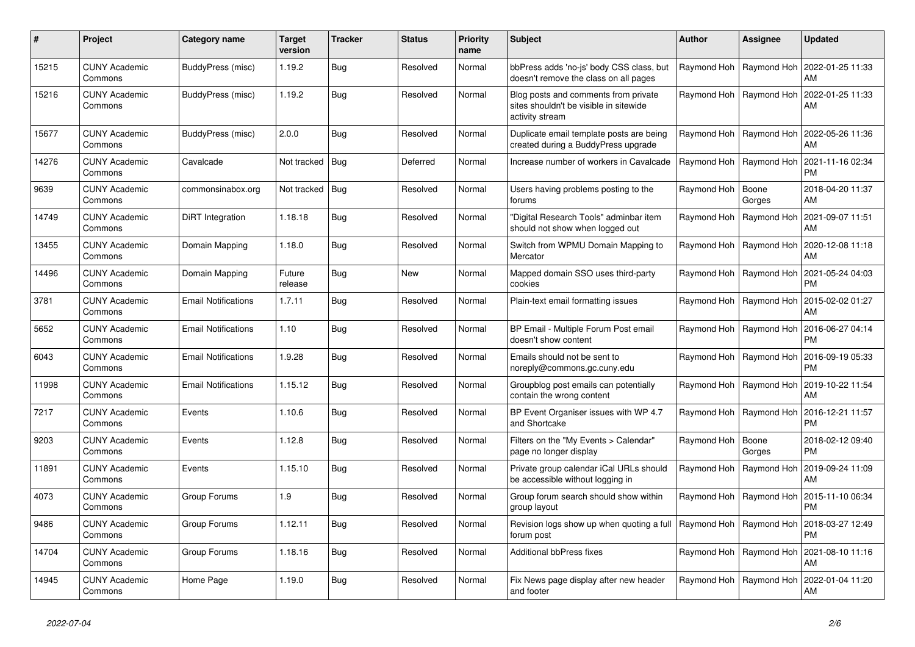| # | Project | Category name | Target version | Tracker | Status | Priority name | Subject | Author | Assignee | Updated |
|---|---|---|---|---|---|---|---|---|---|---|
| 15215 | CUNY Academic Commons | BuddyPress (misc) | 1.19.2 | Bug | Resolved | Normal | bbPress adds 'no-js' body CSS class, but doesn't remove the class on all pages | Raymond Hoh | Raymond Hoh | 2022-01-25 11:33 AM |
| 15216 | CUNY Academic Commons | BuddyPress (misc) | 1.19.2 | Bug | Resolved | Normal | Blog posts and comments from private sites shouldn't be visible in sitewide activity stream | Raymond Hoh | Raymond Hoh | 2022-01-25 11:33 AM |
| 15677 | CUNY Academic Commons | BuddyPress (misc) | 2.0.0 | Bug | Resolved | Normal | Duplicate email template posts are being created during a BuddyPress upgrade | Raymond Hoh | Raymond Hoh | 2022-05-26 11:36 AM |
| 14276 | CUNY Academic Commons | Cavalcade | Not tracked | Bug | Deferred | Normal | Increase number of workers in Cavalcade | Raymond Hoh | Raymond Hoh | 2021-11-16 02:34 PM |
| 9639 | CUNY Academic Commons | commonsinabox.org | Not tracked | Bug | Resolved | Normal | Users having problems posting to the forums | Raymond Hoh | Boone Gorges | 2018-04-20 11:37 AM |
| 14749 | CUNY Academic Commons | DiRT Integration | 1.18.18 | Bug | Resolved | Normal | "Digital Research Tools" adminbar item should not show when logged out | Raymond Hoh | Raymond Hoh | 2021-09-07 11:51 AM |
| 13455 | CUNY Academic Commons | Domain Mapping | 1.18.0 | Bug | Resolved | Normal | Switch from WPMU Domain Mapping to Mercator | Raymond Hoh | Raymond Hoh | 2020-12-08 11:18 AM |
| 14496 | CUNY Academic Commons | Domain Mapping | Future release | Bug | New | Normal | Mapped domain SSO uses third-party cookies | Raymond Hoh | Raymond Hoh | 2021-05-24 04:03 PM |
| 3781 | CUNY Academic Commons | Email Notifications | 1.7.11 | Bug | Resolved | Normal | Plain-text email formatting issues | Raymond Hoh | Raymond Hoh | 2015-02-02 01:27 AM |
| 5652 | CUNY Academic Commons | Email Notifications | 1.10 | Bug | Resolved | Normal | BP Email - Multiple Forum Post email doesn't show content | Raymond Hoh | Raymond Hoh | 2016-06-27 04:14 PM |
| 6043 | CUNY Academic Commons | Email Notifications | 1.9.28 | Bug | Resolved | Normal | Emails should not be sent to noreply@commons.gc.cuny.edu | Raymond Hoh | Raymond Hoh | 2016-09-19 05:33 PM |
| 11998 | CUNY Academic Commons | Email Notifications | 1.15.12 | Bug | Resolved | Normal | Groupblog post emails can potentially contain the wrong content | Raymond Hoh | Raymond Hoh | 2019-10-22 11:54 AM |
| 7217 | CUNY Academic Commons | Events | 1.10.6 | Bug | Resolved | Normal | BP Event Organiser issues with WP 4.7 and Shortcake | Raymond Hoh | Raymond Hoh | 2016-12-21 11:57 PM |
| 9203 | CUNY Academic Commons | Events | 1.12.8 | Bug | Resolved | Normal | Filters on the "My Events > Calendar" page no longer display | Raymond Hoh | Boone Gorges | 2018-02-12 09:40 PM |
| 11891 | CUNY Academic Commons | Events | 1.15.10 | Bug | Resolved | Normal | Private group calendar iCal URLs should be accessible without logging in | Raymond Hoh | Raymond Hoh | 2019-09-24 11:09 AM |
| 4073 | CUNY Academic Commons | Group Forums | 1.9 | Bug | Resolved | Normal | Group forum search should show within group layout | Raymond Hoh | Raymond Hoh | 2015-11-10 06:34 PM |
| 9486 | CUNY Academic Commons | Group Forums | 1.12.11 | Bug | Resolved | Normal | Revision logs show up when quoting a full forum post | Raymond Hoh | Raymond Hoh | 2018-03-27 12:49 PM |
| 14704 | CUNY Academic Commons | Group Forums | 1.18.16 | Bug | Resolved | Normal | Additional bbPress fixes | Raymond Hoh | Raymond Hoh | 2021-08-10 11:16 AM |
| 14945 | CUNY Academic Commons | Home Page | 1.19.0 | Bug | Resolved | Normal | Fix News page display after new header and footer | Raymond Hoh | Raymond Hoh | 2022-01-04 11:20 AM |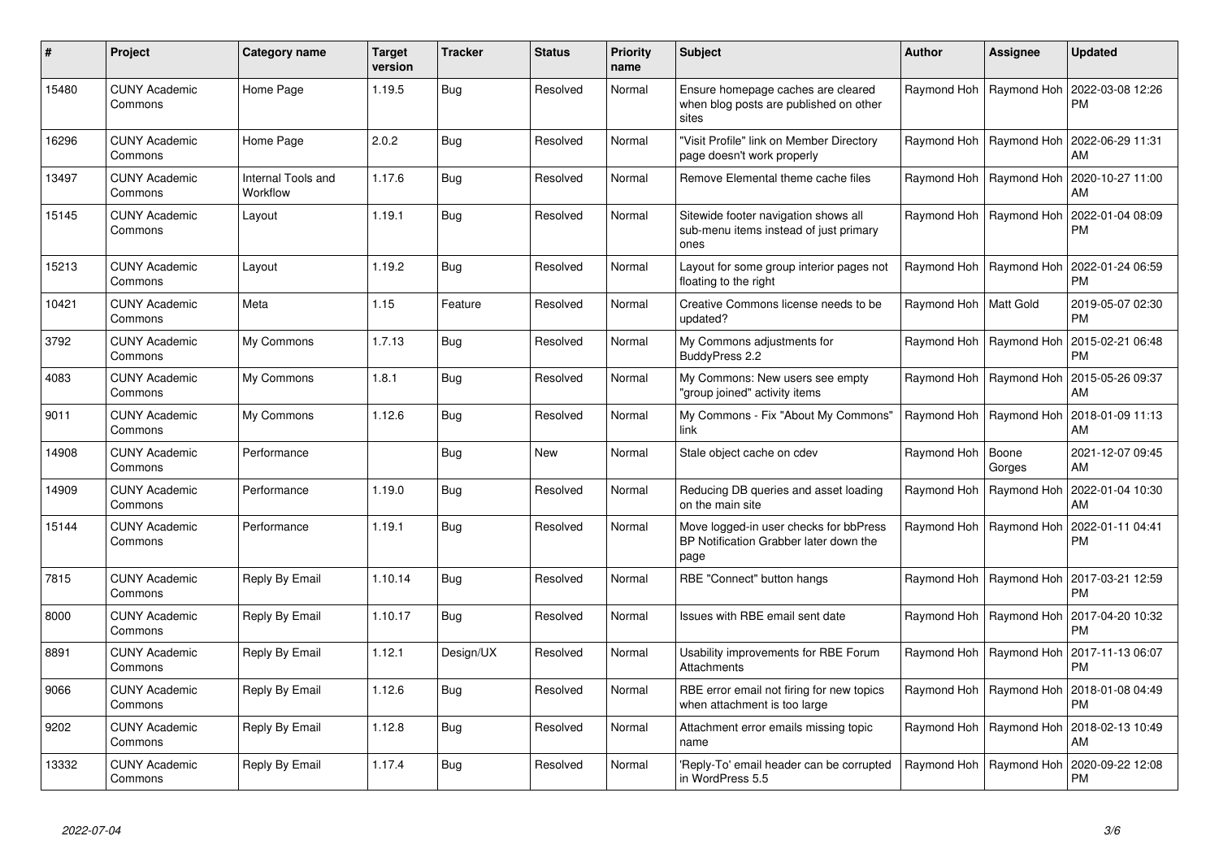| # | Project | Category name | Target version | Tracker | Status | Priority name | Subject | Author | Assignee | Updated |
|---|---|---|---|---|---|---|---|---|---|---|
| 15480 | CUNY Academic Commons | Home Page | 1.19.5 | Bug | Resolved | Normal | Ensure homepage caches are cleared when blog posts are published on other sites | Raymond Hoh | Raymond Hoh | 2022-03-08 12:26 PM |
| 16296 | CUNY Academic Commons | Home Page | 2.0.2 | Bug | Resolved | Normal | "Visit Profile" link on Member Directory page doesn't work properly | Raymond Hoh | Raymond Hoh | 2022-06-29 11:31 AM |
| 13497 | CUNY Academic Commons | Internal Tools and Workflow | 1.17.6 | Bug | Resolved | Normal | Remove Elemental theme cache files | Raymond Hoh | Raymond Hoh | 2020-10-27 11:00 AM |
| 15145 | CUNY Academic Commons | Layout | 1.19.1 | Bug | Resolved | Normal | Sitewide footer navigation shows all sub-menu items instead of just primary ones | Raymond Hoh | Raymond Hoh | 2022-01-04 08:09 PM |
| 15213 | CUNY Academic Commons | Layout | 1.19.2 | Bug | Resolved | Normal | Layout for some group interior pages not floating to the right | Raymond Hoh | Raymond Hoh | 2022-01-24 06:59 PM |
| 10421 | CUNY Academic Commons | Meta | 1.15 | Feature | Resolved | Normal | Creative Commons license needs to be updated? | Raymond Hoh | Matt Gold | 2019-05-07 02:30 PM |
| 3792 | CUNY Academic Commons | My Commons | 1.7.13 | Bug | Resolved | Normal | My Commons adjustments for BuddyPress 2.2 | Raymond Hoh | Raymond Hoh | 2015-02-21 06:48 PM |
| 4083 | CUNY Academic Commons | My Commons | 1.8.1 | Bug | Resolved | Normal | My Commons: New users see empty "group joined" activity items | Raymond Hoh | Raymond Hoh | 2015-05-26 09:37 AM |
| 9011 | CUNY Academic Commons | My Commons | 1.12.6 | Bug | Resolved | Normal | My Commons - Fix "About My Commons" link | Raymond Hoh | Raymond Hoh | 2018-01-09 11:13 AM |
| 14908 | CUNY Academic Commons | Performance | | Bug | New | Normal | Stale object cache on cdev | Raymond Hoh | Boone Gorges | 2021-12-07 09:45 AM |
| 14909 | CUNY Academic Commons | Performance | 1.19.0 | Bug | Resolved | Normal | Reducing DB queries and asset loading on the main site | Raymond Hoh | Raymond Hoh | 2022-01-04 10:30 AM |
| 15144 | CUNY Academic Commons | Performance | 1.19.1 | Bug | Resolved | Normal | Move logged-in user checks for bbPress BP Notification Grabber later down the page | Raymond Hoh | Raymond Hoh | 2022-01-11 04:41 PM |
| 7815 | CUNY Academic Commons | Reply By Email | 1.10.14 | Bug | Resolved | Normal | RBE "Connect" button hangs | Raymond Hoh | Raymond Hoh | 2017-03-21 12:59 PM |
| 8000 | CUNY Academic Commons | Reply By Email | 1.10.17 | Bug | Resolved | Normal | Issues with RBE email sent date | Raymond Hoh | Raymond Hoh | 2017-04-20 10:32 PM |
| 8891 | CUNY Academic Commons | Reply By Email | 1.12.1 | Design/UX | Resolved | Normal | Usability improvements for RBE Forum Attachments | Raymond Hoh | Raymond Hoh | 2017-11-13 06:07 PM |
| 9066 | CUNY Academic Commons | Reply By Email | 1.12.6 | Bug | Resolved | Normal | RBE error email not firing for new topics when attachment is too large | Raymond Hoh | Raymond Hoh | 2018-01-08 04:49 PM |
| 9202 | CUNY Academic Commons | Reply By Email | 1.12.8 | Bug | Resolved | Normal | Attachment error emails missing topic name | Raymond Hoh | Raymond Hoh | 2018-02-13 10:49 AM |
| 13332 | CUNY Academic Commons | Reply By Email | 1.17.4 | Bug | Resolved | Normal | 'Reply-To' email header can be corrupted in WordPress 5.5 | Raymond Hoh | Raymond Hoh | 2020-09-22 12:08 PM |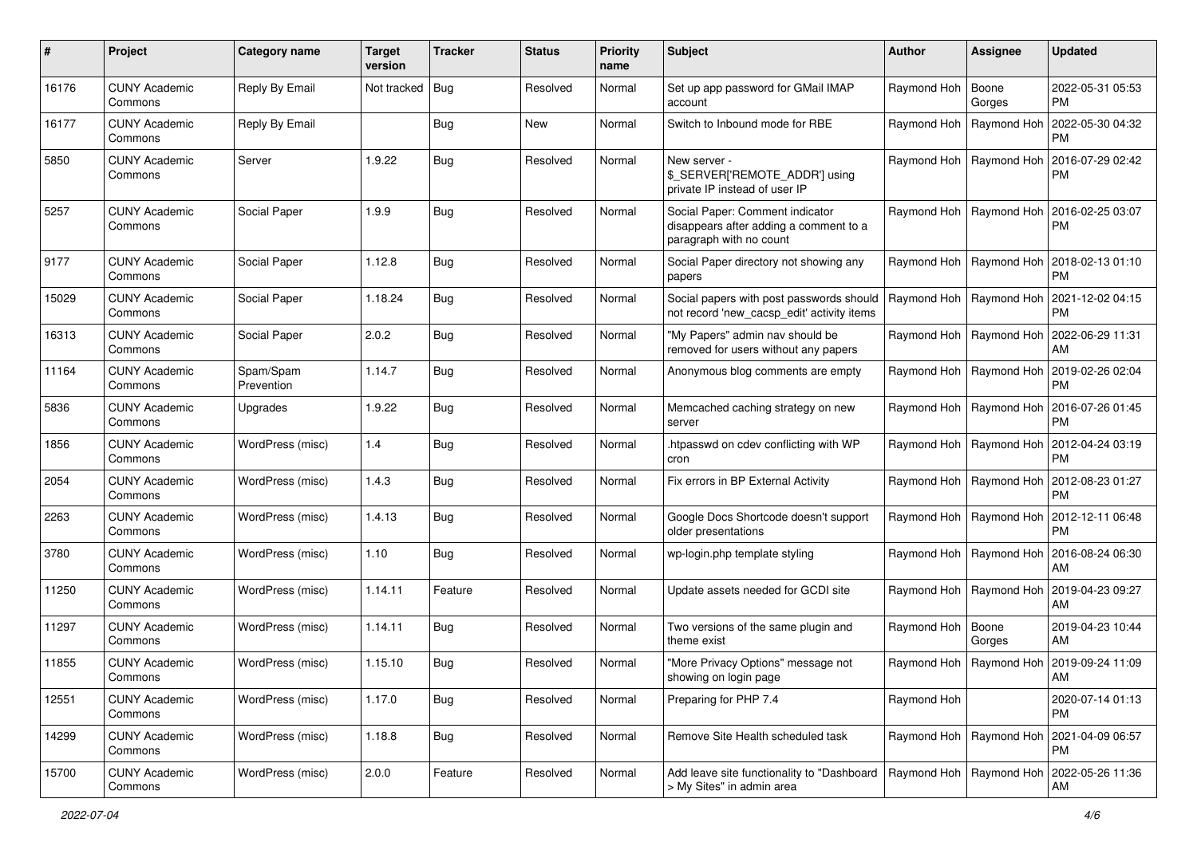| # | Project | Category name | Target version | Tracker | Status | Priority name | Subject | Author | Assignee | Updated |
|---|---|---|---|---|---|---|---|---|---|---|
| 16176 | CUNY Academic Commons | Reply By Email | Not tracked | Bug | Resolved | Normal | Set up app password for GMail IMAP account | Raymond Hoh | Boone Gorges | 2022-05-31 05:53 PM |
| 16177 | CUNY Academic Commons | Reply By Email | | Bug | New | Normal | Switch to Inbound mode for RBE | Raymond Hoh | Raymond Hoh | 2022-05-30 04:32 PM |
| 5850 | CUNY Academic Commons | Server | 1.9.22 | Bug | Resolved | Normal | New server - $_SERVER['REMOTE_ADDR'] using private IP instead of user IP | Raymond Hoh | Raymond Hoh | 2016-07-29 02:42 PM |
| 5257 | CUNY Academic Commons | Social Paper | 1.9.9 | Bug | Resolved | Normal | Social Paper: Comment indicator disappears after adding a comment to a paragraph with no count | Raymond Hoh | Raymond Hoh | 2016-02-25 03:07 PM |
| 9177 | CUNY Academic Commons | Social Paper | 1.12.8 | Bug | Resolved | Normal | Social Paper directory not showing any papers | Raymond Hoh | Raymond Hoh | 2018-02-13 01:10 PM |
| 15029 | CUNY Academic Commons | Social Paper | 1.18.24 | Bug | Resolved | Normal | Social papers with post passwords should not record 'new_cacsp_edit' activity items | Raymond Hoh | Raymond Hoh | 2021-12-02 04:15 PM |
| 16313 | CUNY Academic Commons | Social Paper | 2.0.2 | Bug | Resolved | Normal | "My Papers" admin nav should be removed for users without any papers | Raymond Hoh | Raymond Hoh | 2022-06-29 11:31 AM |
| 11164 | CUNY Academic Commons | Spam/Spam Prevention | 1.14.7 | Bug | Resolved | Normal | Anonymous blog comments are empty | Raymond Hoh | Raymond Hoh | 2019-02-26 02:04 PM |
| 5836 | CUNY Academic Commons | Upgrades | 1.9.22 | Bug | Resolved | Normal | Memcached caching strategy on new server | Raymond Hoh | Raymond Hoh | 2016-07-26 01:45 PM |
| 1856 | CUNY Academic Commons | WordPress (misc) | 1.4 | Bug | Resolved | Normal | .htpasswd on cdev conflicting with WP cron | Raymond Hoh | Raymond Hoh | 2012-04-24 03:19 PM |
| 2054 | CUNY Academic Commons | WordPress (misc) | 1.4.3 | Bug | Resolved | Normal | Fix errors in BP External Activity | Raymond Hoh | Raymond Hoh | 2012-08-23 01:27 PM |
| 2263 | CUNY Academic Commons | WordPress (misc) | 1.4.13 | Bug | Resolved | Normal | Google Docs Shortcode doesn't support older presentations | Raymond Hoh | Raymond Hoh | 2012-12-11 06:48 PM |
| 3780 | CUNY Academic Commons | WordPress (misc) | 1.10 | Bug | Resolved | Normal | wp-login.php template styling | Raymond Hoh | Raymond Hoh | 2016-08-24 06:30 AM |
| 11250 | CUNY Academic Commons | WordPress (misc) | 1.14.11 | Feature | Resolved | Normal | Update assets needed for GCDI site | Raymond Hoh | Raymond Hoh | 2019-04-23 09:27 AM |
| 11297 | CUNY Academic Commons | WordPress (misc) | 1.14.11 | Bug | Resolved | Normal | Two versions of the same plugin and theme exist | Raymond Hoh | Boone Gorges | 2019-04-23 10:44 AM |
| 11855 | CUNY Academic Commons | WordPress (misc) | 1.15.10 | Bug | Resolved | Normal | "More Privacy Options" message not showing on login page | Raymond Hoh | Raymond Hoh | 2019-09-24 11:09 AM |
| 12551 | CUNY Academic Commons | WordPress (misc) | 1.17.0 | Bug | Resolved | Normal | Preparing for PHP 7.4 | Raymond Hoh | | 2020-07-14 01:13 PM |
| 14299 | CUNY Academic Commons | WordPress (misc) | 1.18.8 | Bug | Resolved | Normal | Remove Site Health scheduled task | Raymond Hoh | Raymond Hoh | 2021-04-09 06:57 PM |
| 15700 | CUNY Academic Commons | WordPress (misc) | 2.0.0 | Feature | Resolved | Normal | Add leave site functionality to "Dashboard > My Sites" in admin area | Raymond Hoh | Raymond Hoh | 2022-05-26 11:36 AM |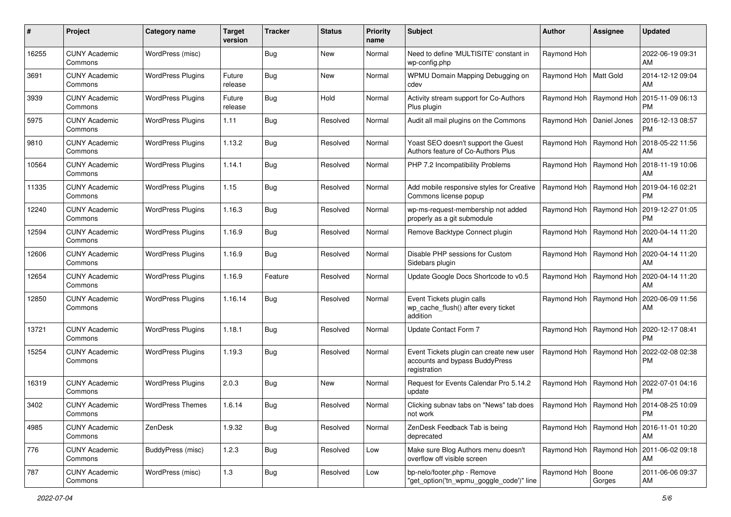| # | Project | Category name | Target version | Tracker | Status | Priority name | Subject | Author | Assignee | Updated |
|---|---|---|---|---|---|---|---|---|---|---|
| 16255 | CUNY Academic Commons | WordPress (misc) | | Bug | New | Normal | Need to define 'MULTISITE' constant in wp-config.php | Raymond Hoh | | 2022-06-19 09:31 AM |
| 3691 | CUNY Academic Commons | WordPress Plugins | Future release | Bug | New | Normal | WPMU Domain Mapping Debugging on cdev | Raymond Hoh | Matt Gold | 2014-12-12 09:04 AM |
| 3939 | CUNY Academic Commons | WordPress Plugins | Future release | Bug | Hold | Normal | Activity stream support for Co-Authors Plus plugin | Raymond Hoh | Raymond Hoh | 2015-11-09 06:13 PM |
| 5975 | CUNY Academic Commons | WordPress Plugins | 1.11 | Bug | Resolved | Normal | Audit all mail plugins on the Commons | Raymond Hoh | Daniel Jones | 2016-12-13 08:57 PM |
| 9810 | CUNY Academic Commons | WordPress Plugins | 1.13.2 | Bug | Resolved | Normal | Yoast SEO doesn't support the Guest Authors feature of Co-Authors Plus | Raymond Hoh | Raymond Hoh | 2018-05-22 11:56 AM |
| 10564 | CUNY Academic Commons | WordPress Plugins | 1.14.1 | Bug | Resolved | Normal | PHP 7.2 Incompatibility Problems | Raymond Hoh | Raymond Hoh | 2018-11-19 10:06 AM |
| 11335 | CUNY Academic Commons | WordPress Plugins | 1.15 | Bug | Resolved | Normal | Add mobile responsive styles for Creative Commons license popup | Raymond Hoh | Raymond Hoh | 2019-04-16 02:21 PM |
| 12240 | CUNY Academic Commons | WordPress Plugins | 1.16.3 | Bug | Resolved | Normal | wp-ms-request-membership not added properly as a git submodule | Raymond Hoh | Raymond Hoh | 2019-12-27 01:05 PM |
| 12594 | CUNY Academic Commons | WordPress Plugins | 1.16.9 | Bug | Resolved | Normal | Remove Backtype Connect plugin | Raymond Hoh | Raymond Hoh | 2020-04-14 11:20 AM |
| 12606 | CUNY Academic Commons | WordPress Plugins | 1.16.9 | Bug | Resolved | Normal | Disable PHP sessions for Custom Sidebars plugin | Raymond Hoh | Raymond Hoh | 2020-04-14 11:20 AM |
| 12654 | CUNY Academic Commons | WordPress Plugins | 1.16.9 | Feature | Resolved | Normal | Update Google Docs Shortcode to v0.5 | Raymond Hoh | Raymond Hoh | 2020-04-14 11:20 AM |
| 12850 | CUNY Academic Commons | WordPress Plugins | 1.16.14 | Bug | Resolved | Normal | Event Tickets plugin calls wp_cache_flush() after every ticket addition | Raymond Hoh | Raymond Hoh | 2020-06-09 11:56 AM |
| 13721 | CUNY Academic Commons | WordPress Plugins | 1.18.1 | Bug | Resolved | Normal | Update Contact Form 7 | Raymond Hoh | Raymond Hoh | 2020-12-17 08:41 PM |
| 15254 | CUNY Academic Commons | WordPress Plugins | 1.19.3 | Bug | Resolved | Normal | Event Tickets plugin can create new user accounts and bypass BuddyPress registration | Raymond Hoh | Raymond Hoh | 2022-02-08 02:38 PM |
| 16319 | CUNY Academic Commons | WordPress Plugins | 2.0.3 | Bug | New | Normal | Request for Events Calendar Pro 5.14.2 update | Raymond Hoh | Raymond Hoh | 2022-07-01 04:16 PM |
| 3402 | CUNY Academic Commons | WordPress Themes | 1.6.14 | Bug | Resolved | Normal | Clicking subnav tabs on "News" tab does not work | Raymond Hoh | Raymond Hoh | 2014-08-25 10:09 PM |
| 4985 | CUNY Academic Commons | ZenDesk | 1.9.32 | Bug | Resolved | Normal | ZenDesk Feedback Tab is being deprecated | Raymond Hoh | Raymond Hoh | 2016-11-01 10:20 AM |
| 776 | CUNY Academic Commons | BuddyPress (misc) | 1.2.3 | Bug | Resolved | Low | Make sure Blog Authors menu doesn't overflow off visible screen | Raymond Hoh | Raymond Hoh | 2011-06-02 09:18 AM |
| 787 | CUNY Academic Commons | WordPress (misc) | 1.3 | Bug | Resolved | Low | bp-nelo/footer.php - Remove "get_option('tn_wpmu_goggle_code')" line | Raymond Hoh | Boone Gorges | 2011-06-06 09:37 AM |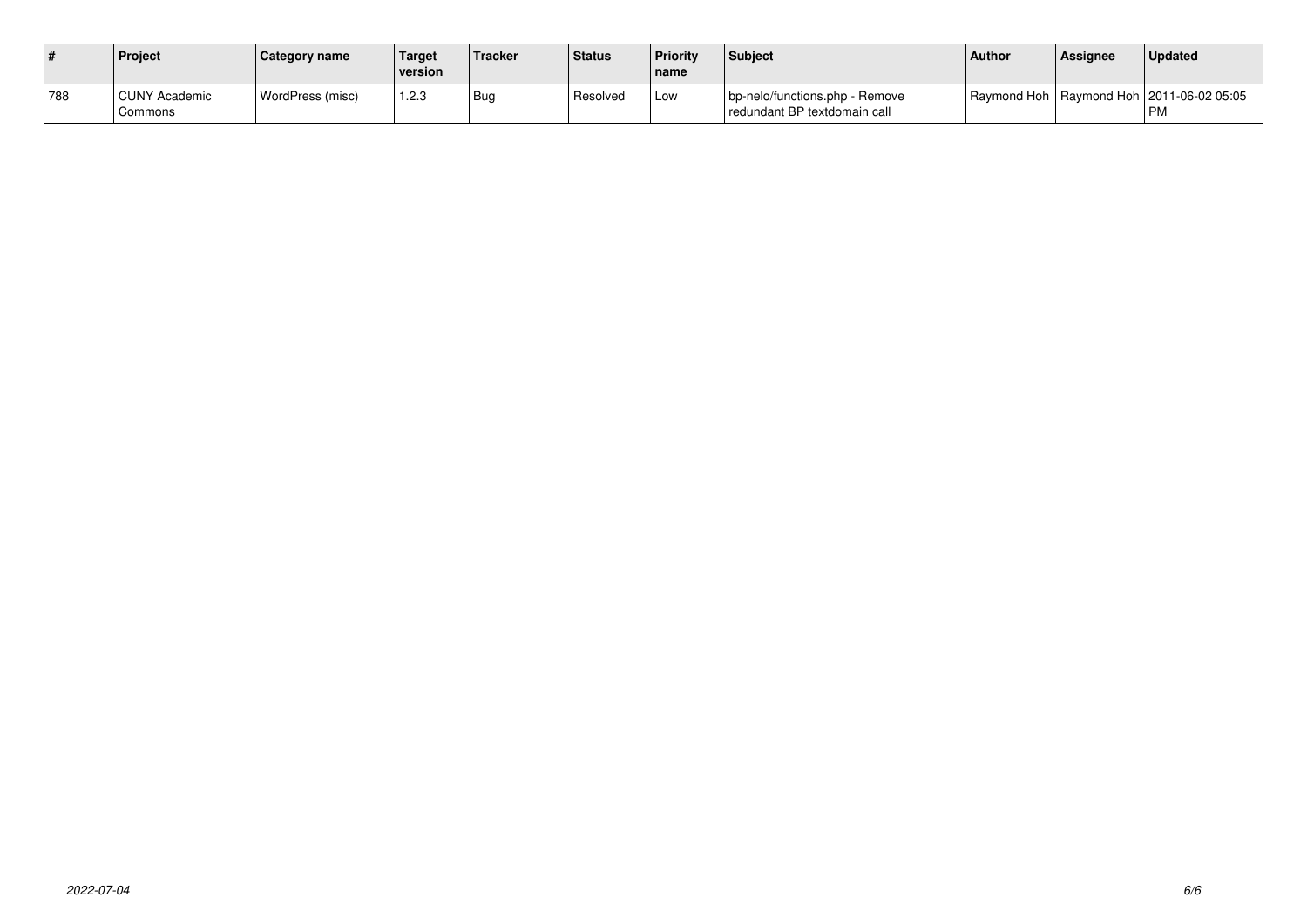| # | Project | Category name | Target version | Tracker | Status | Priority name | Subject | Author | Assignee | Updated |
|---|---|---|---|---|---|---|---|---|---|---|
| 788 | CUNY Academic Commons | WordPress (misc) | 1.2.3 | Bug | Resolved | Low | bp-nelo/functions.php - Remove redundant BP textdomain call | Raymond Hoh | Raymond Hoh | 2011-06-02 05:05 PM |